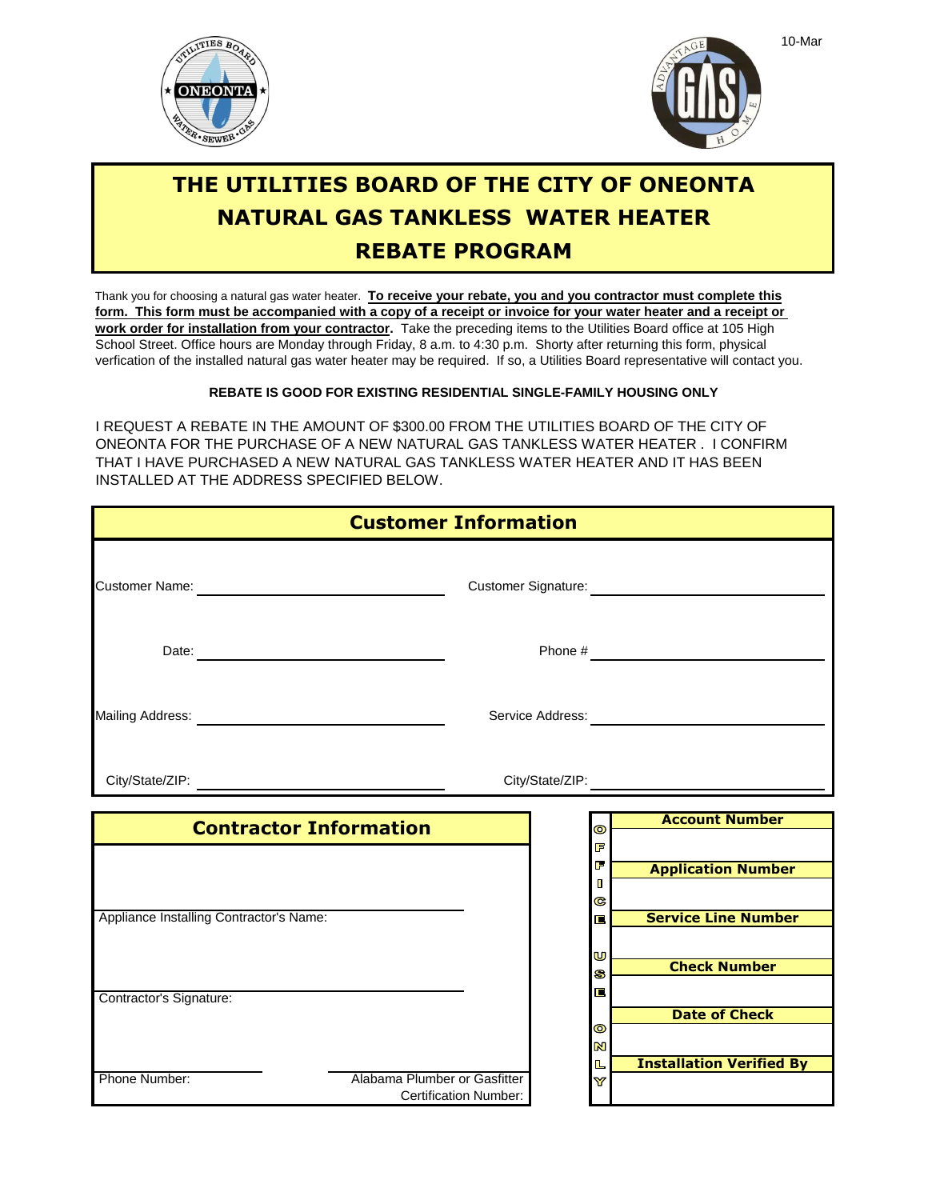10-Mar

# THE UTILITIES BOARD OF THE CITY OF ONEONTA
# NATURAL GAS TANKLESS WATER HEATER
# REBATE PROGRAM

Thank you for choosing a natural gas water heater. **To receive your rebate, you and you contractor must complete this form. This form must be accompanied with a copy of a receipt or invoice for your water heater and a receipt or work order for installation from your contractor.** Take the preceding items to the Utilities Board office at 105 High School Street. Office hours are Monday through Friday, 8 a.m. to 4:30 p.m. Shorty after returning this form, physical verfication of the installed natural gas water heater may be required. If so, a Utilities Board representative will contact you.

**REBATE IS GOOD FOR EXISTING RESIDENTIAL SINGLE-FAMILY HOUSING ONLY**

I REQUEST A REBATE IN THE AMOUNT OF $300.00 FROM THE UTILITIES BOARD OF THE CITY OF ONEONTA FOR THE PURCHASE OF A NEW NATURAL GAS TANKLESS WATER HEATER . I CONFIRM THAT I HAVE PURCHASED A NEW NATURAL GAS TANKLESS WATER HEATER AND IT HAS BEEN INSTALLED AT THE ADDRESS SPECIFIED BELOW.

## Customer Information

Customer Name: ____________________ Customer Signature: ____________________

Date: ____________________ Phone # ____________________

Mailing Address: ____________________ Service Address: ____________________

City/State/ZIP: ____________________ City/State/ZIP: ____________________

## Contractor Information

Appliance Installing Contractor's Name: ____________________

Contractor's Signature: ____________________

Phone Number: ____________ Alabama Plumber or Gasfitter Certification Number: ____________

**OFFICE USE ONLY**

| **Account Number** |
|---|
| |
| **Application Number** |
| |
| **Service Line Number** |
| |
| **Check Number** |
| |
| **Date of Check** |
| |
| **Installation Verified By** |
| |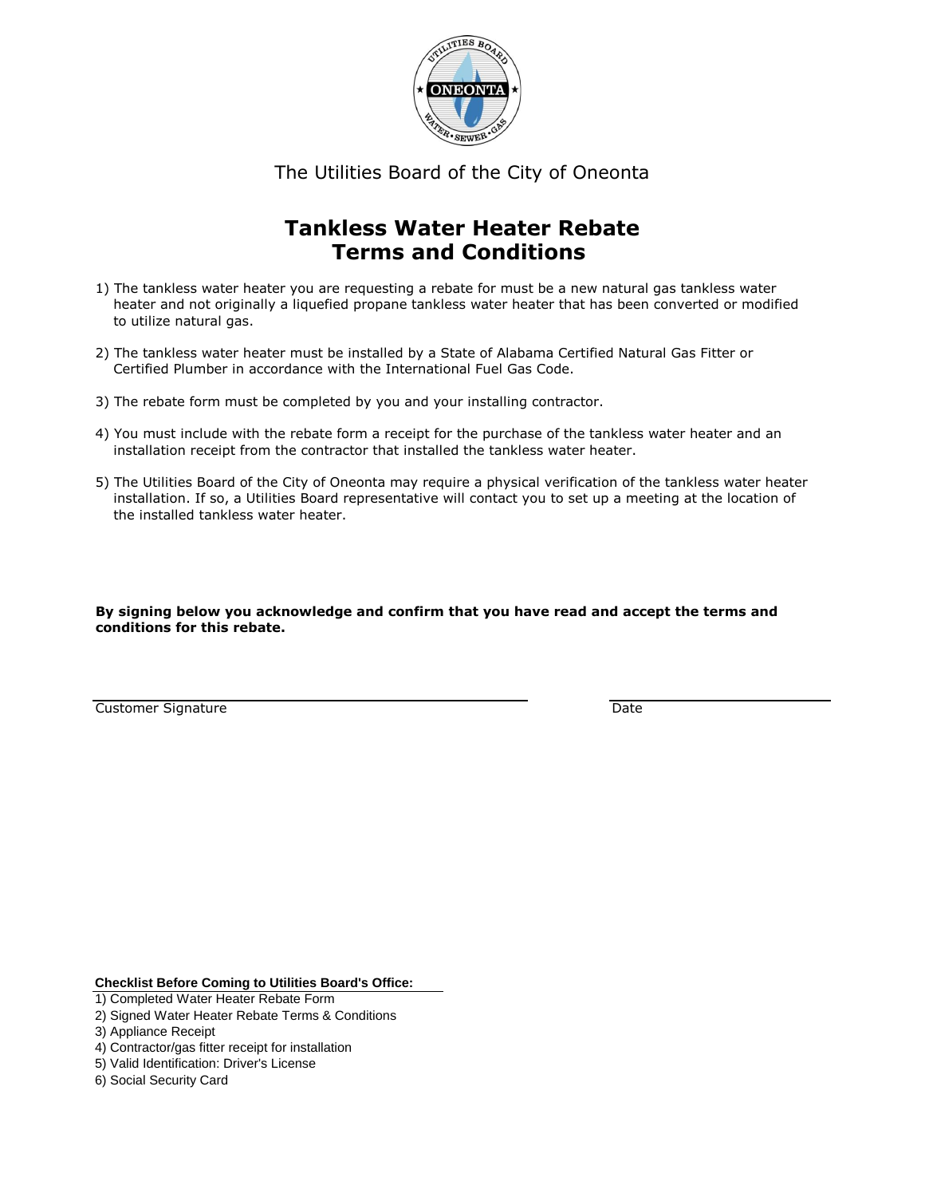The Utilities Board of the City of Oneonta

# Tankless Water Heater Rebate Terms and Conditions

1) The tankless water heater you are requesting a rebate for must be a new natural gas tankless water heater and not originally a liquefied propane tankless water heater that has been converted or modified to utilize natural gas.

2) The tankless water heater must be installed by a State of Alabama Certified Natural Gas Fitter or Certified Plumber in accordance with the International Fuel Gas Code.

3) The rebate form must be completed by you and your installing contractor.

4) You must include with the rebate form a receipt for the purchase of the tankless water heater and an installation receipt from the contractor that installed the tankless water heater.

5) The Utilities Board of the City of Oneonta may require a physical verification of the tankless water heater installation. If so, a Utilities Board representative will contact you to set up a meeting at the location of the installed tankless water heater.

**By signing below you acknowledge and confirm that you have read and accept the terms and conditions for this rebate.**

Customer Signature ______________________________ Date ______________

**Checklist Before Coming to Utilities Board's Office:**

1) Completed Water Heater Rebate Form
2) Signed Water Heater Rebate Terms & Conditions
3) Appliance Receipt
4) Contractor/gas fitter receipt for installation
5) Valid Identification: Driver's License
6) Social Security Card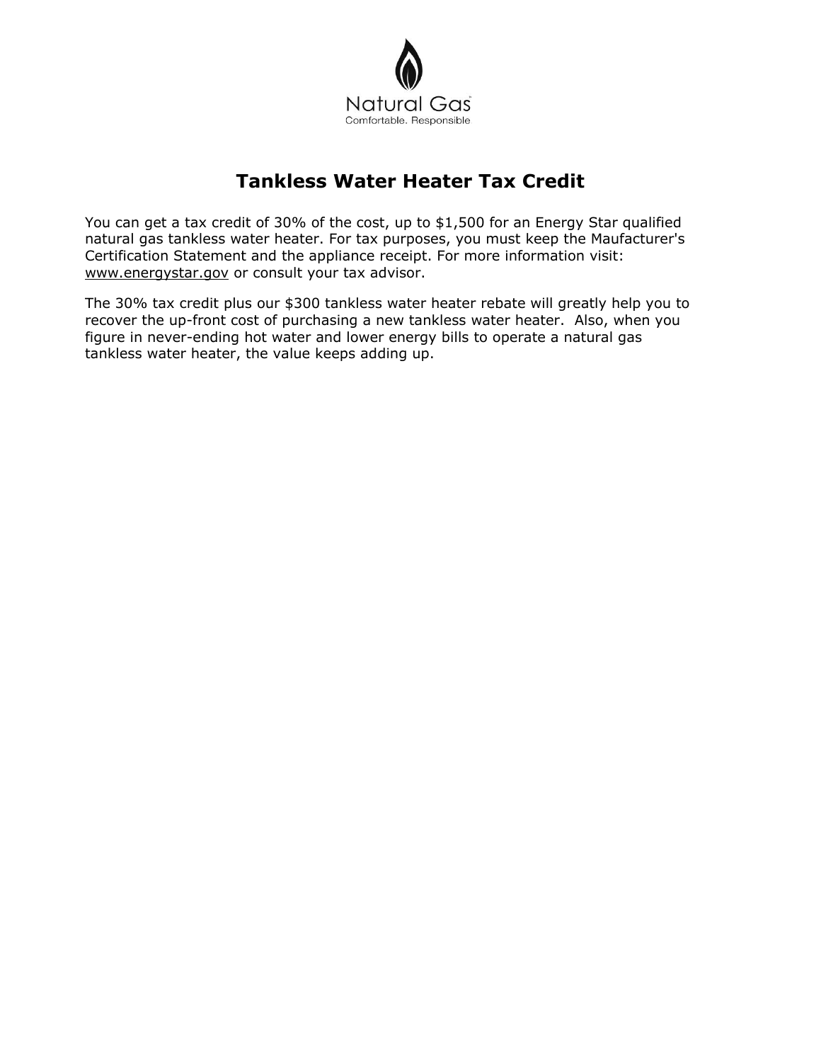Natural Gas

Comfortable. Responsible

# Tankless Water Heater Tax Credit

You can get a tax credit of 30% of the cost, up to $1,500 for an Energy Star qualified natural gas tankless water heater. For tax purposes, you must keep the Maufacturer's Certification Statement and the appliance receipt. For more information visit: www.energystar.gov or consult your tax advisor.

The 30% tax credit plus our $300 tankless water heater rebate will greatly help you to recover the up-front cost of purchasing a new tankless water heater. Also, when you figure in never-ending hot water and lower energy bills to operate a natural gas tankless water heater, the value keeps adding up.